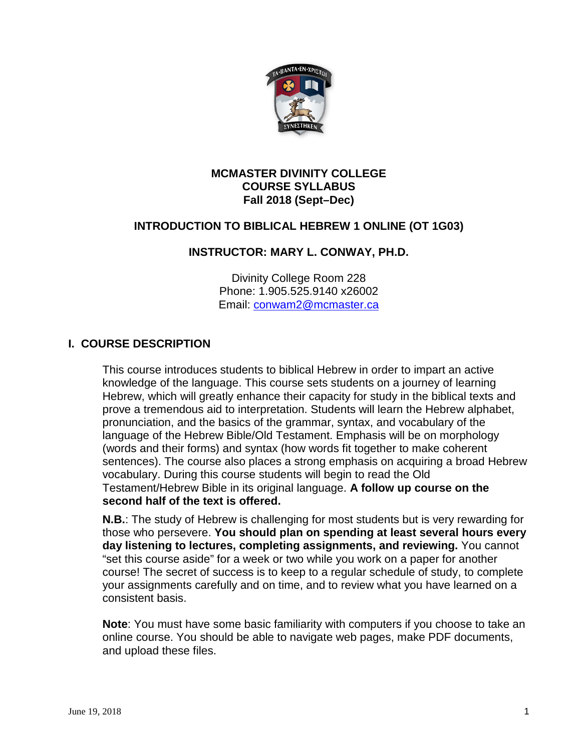**MCMASTER DIVINITY COLLEGE**
**COURSE SYLLABUS**
**Fall 2018 (Sept–Dec)**

# INTRODUCTION TO BIBLICAL HEBREW 1 ONLINE (OT 1G03)

## INSTRUCTOR: MARY L. CONWAY, PH.D.

Divinity College Room 228
Phone: 1.905.525.9140 x26002
Email: conwam2@mcmaster.ca

## I. COURSE DESCRIPTION

This course introduces students to biblical Hebrew in order to impart an active knowledge of the language. This course sets students on a journey of learning Hebrew, which will greatly enhance their capacity for study in the biblical texts and prove a tremendous aid to interpretation. Students will learn the Hebrew alphabet, pronunciation, and the basics of the grammar, syntax, and vocabulary of the language of the Hebrew Bible/Old Testament. Emphasis will be on morphology (words and their forms) and syntax (how words fit together to make coherent sentences). The course also places a strong emphasis on acquiring a broad Hebrew vocabulary. During this course students will begin to read the Old Testament/Hebrew Bible in its original language. **A follow up course on the second half of the text is offered.**

**N.B.**: The study of Hebrew is challenging for most students but is very rewarding for those who persevere. **You should plan on spending at least several hours every day listening to lectures, completing assignments, and reviewing.** You cannot "set this course aside" for a week or two while you work on a paper for another course! The secret of success is to keep to a regular schedule of study, to complete your assignments carefully and on time, and to review what you have learned on a consistent basis.

**Note**: You must have some basic familiarity with computers if you choose to take an online course. You should be able to navigate web pages, make PDF documents, and upload these files.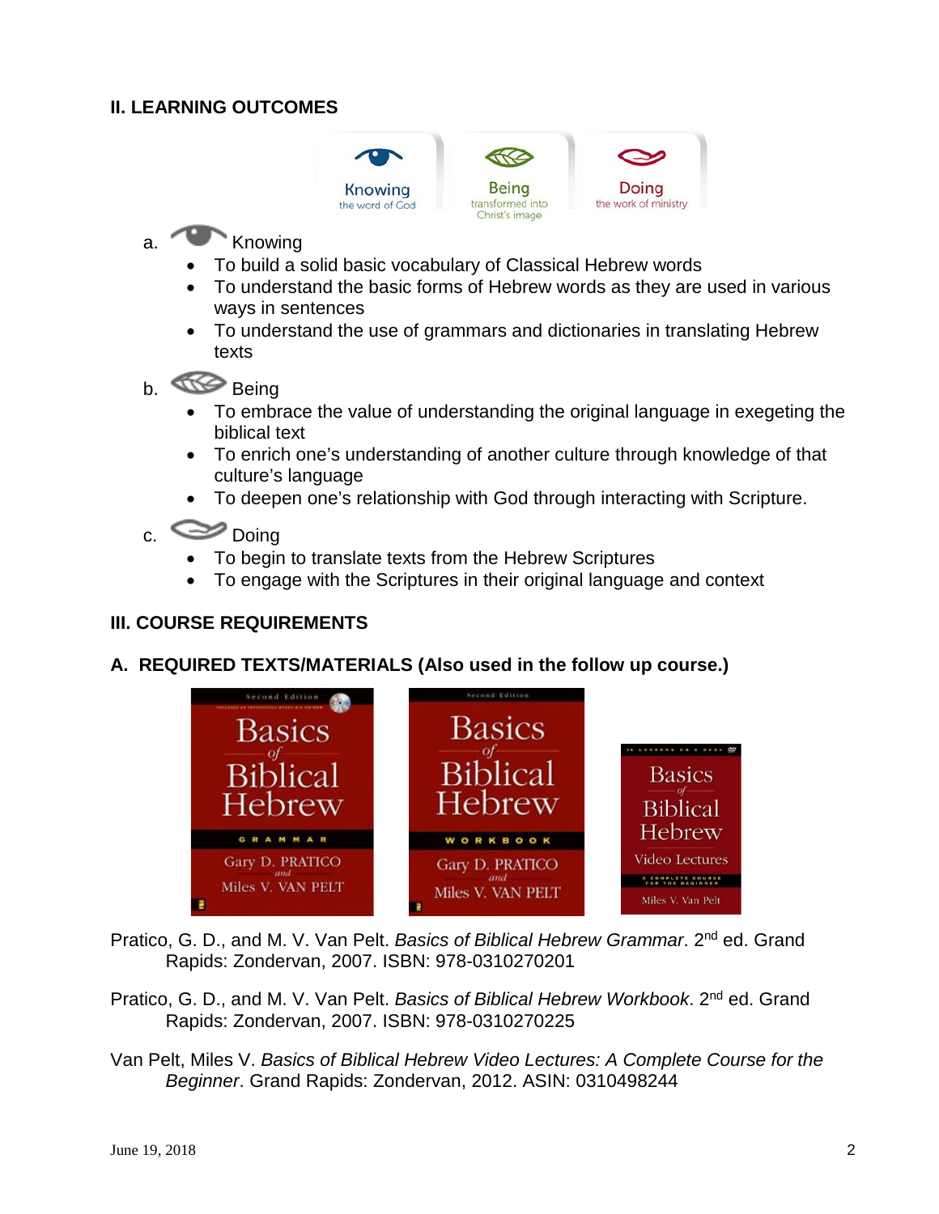## II. LEARNING OUTCOMES

Knowing — the word of God | Being — transformed into Christ's image | Doing — the work of ministry

a. Knowing

- To build a solid basic vocabulary of Classical Hebrew words
- To understand the basic forms of Hebrew words as they are used in various ways in sentences
- To understand the use of grammars and dictionaries in translating Hebrew texts

b. Being

- To embrace the value of understanding the original language in exegeting the biblical text
- To enrich one's understanding of another culture through knowledge of that culture's language
- To deepen one's relationship with God through interacting with Scripture.

c. Doing

- To begin to translate texts from the Hebrew Scriptures
- To engage with the Scriptures in their original language and context

## III. COURSE REQUIREMENTS

### A. REQUIRED TEXTS/MATERIALS (Also used in the follow up course.)

Pratico, G. D., and M. V. Van Pelt. *Basics of Biblical Hebrew Grammar*. 2nd ed. Grand Rapids: Zondervan, 2007. ISBN: 978-0310270201

Pratico, G. D., and M. V. Van Pelt. *Basics of Biblical Hebrew Workbook*. 2nd ed. Grand Rapids: Zondervan, 2007. ISBN: 978-0310270225

Van Pelt, Miles V. *Basics of Biblical Hebrew Video Lectures: A Complete Course for the Beginner*. Grand Rapids: Zondervan, 2012. ASIN: 0310498244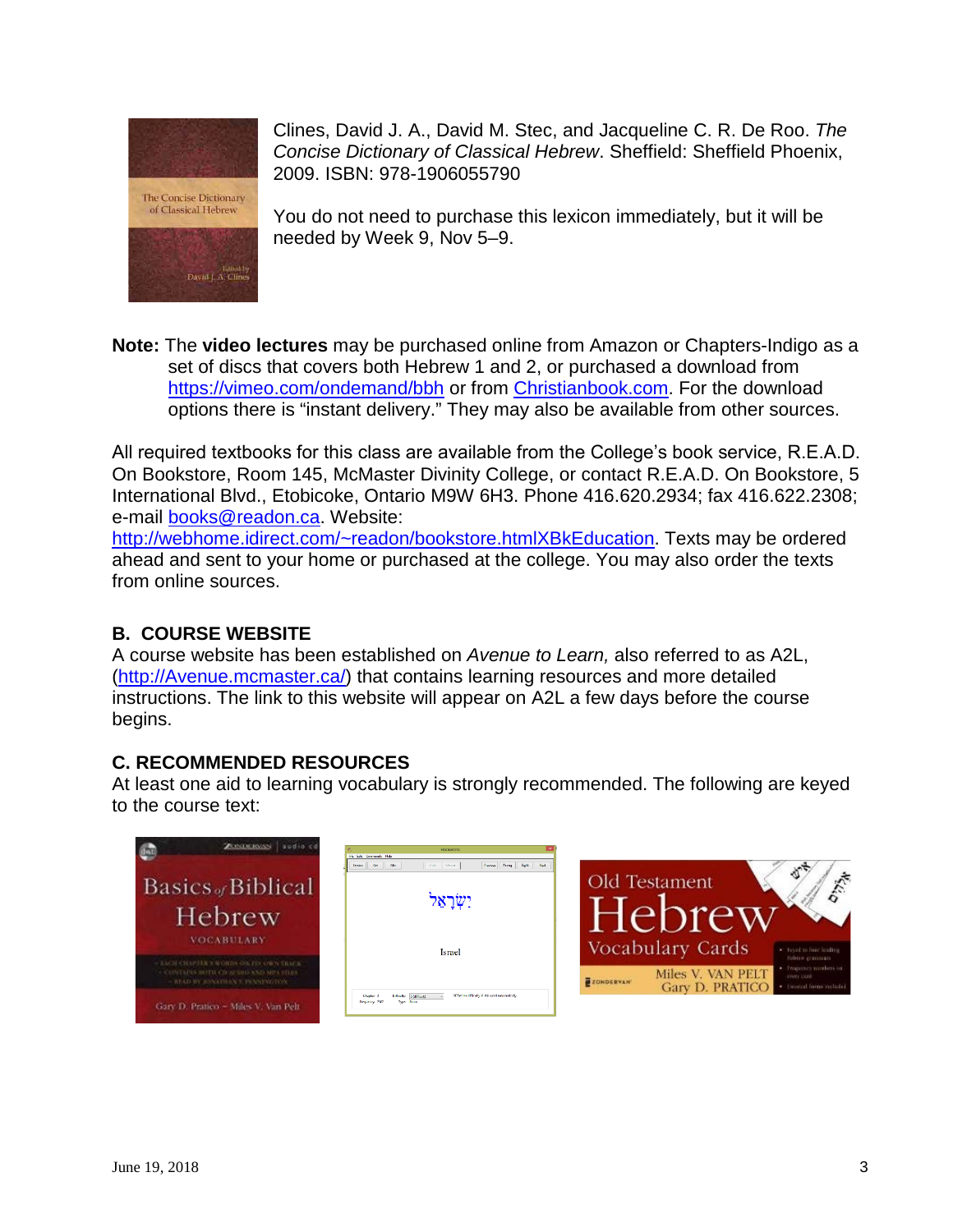Clines, David J. A., David M. Stec, and Jacqueline C. R. De Roo. *The Concise Dictionary of Classical Hebrew*. Sheffield: Sheffield Phoenix, 2009. ISBN: 978-1906055790

You do not need to purchase this lexicon immediately, but it will be needed by Week 9, Nov 5–9.

**Note:** The **video lectures** may be purchased online from Amazon or Chapters-Indigo as a set of discs that covers both Hebrew 1 and 2, or purchased a download from https://vimeo.com/ondemand/bbh or from Christianbook.com. For the download options there is "instant delivery." They may also be available from other sources.

All required textbooks for this class are available from the College's book service, R.E.A.D. On Bookstore, Room 145, McMaster Divinity College, or contact R.E.A.D. On Bookstore, 5 International Blvd., Etobicoke, Ontario M9W 6H3. Phone 416.620.2934; fax 416.622.2308; e-mail books@readon.ca. Website: http://webhome.idirect.com/~readon/bookstore.htmlXBkEducation. Texts may be ordered ahead and sent to your home or purchased at the college. You may also order the texts from online sources.

## B. COURSE WEBSITE

A course website has been established on *Avenue to Learn,* also referred to as A2L, (http://Avenue.mcmaster.ca/) that contains learning resources and more detailed instructions. The link to this website will appear on A2L a few days before the course begins.

## C. RECOMMENDED RESOURCES

At least one aid to learning vocabulary is strongly recommended. The following are keyed to the course text: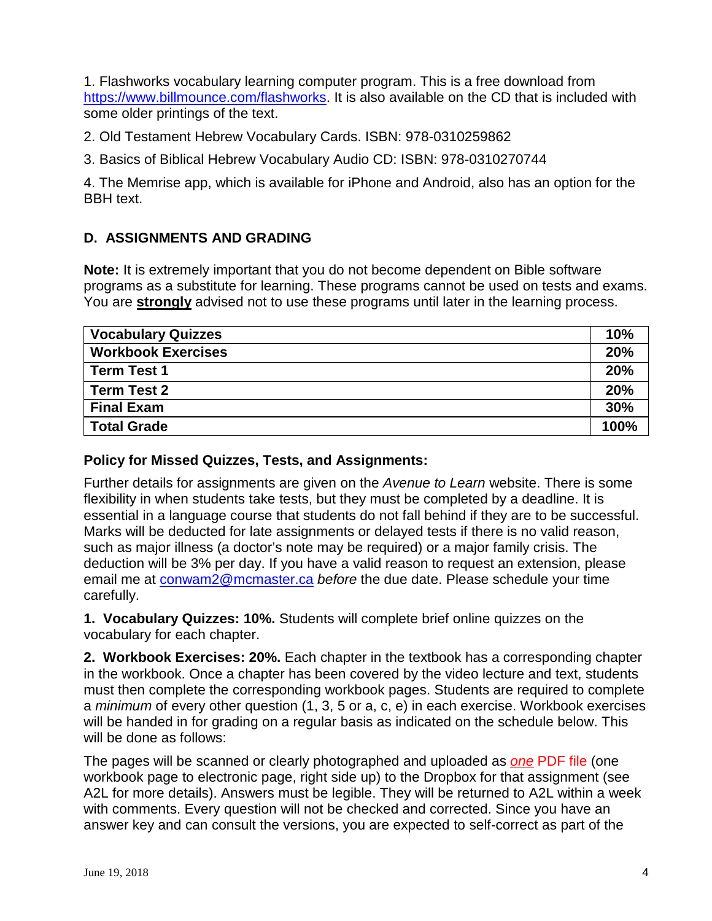1. Flashworks vocabulary learning computer program. This is a free download from https://www.billmounce.com/flashworks. It is also available on the CD that is included with some older printings of the text.

2. Old Testament Hebrew Vocabulary Cards. ISBN: 978-0310259862

3. Basics of Biblical Hebrew Vocabulary Audio CD: ISBN: 978-0310270744

4. The Memrise app, which is available for iPhone and Android, also has an option for the BBH text.

## D. ASSIGNMENTS AND GRADING

**Note:** It is extremely important that you do not become dependent on Bible software programs as a substitute for learning. These programs cannot be used on tests and exams. You are **strongly** advised not to use these programs until later in the learning process.

| Component | Weight |
|---|---|
| **Vocabulary Quizzes** | **10%** |
| **Workbook Exercises** | **20%** |
| **Term Test 1** | **20%** |
| **Term Test 2** | **20%** |
| **Final Exam** | **30%** |
| **Total Grade** | **100%** |

### Policy for Missed Quizzes, Tests, and Assignments:

Further details for assignments are given on the *Avenue to Learn* website. There is some flexibility in when students take tests, but they must be completed by a deadline. It is essential in a language course that students do not fall behind if they are to be successful. Marks will be deducted for late assignments or delayed tests if there is no valid reason, such as major illness (a doctor's note may be required) or a major family crisis. The deduction will be 3% per day. If you have a valid reason to request an extension, please email me at conwam2@mcmaster.ca *before* the due date. Please schedule your time carefully.

**1. Vocabulary Quizzes: 10%.** Students will complete brief online quizzes on the vocabulary for each chapter.

**2. Workbook Exercises: 20%.** Each chapter in the textbook has a corresponding chapter in the workbook. Once a chapter has been covered by the video lecture and text, students must then complete the corresponding workbook pages. Students are required to complete a *minimum* of every other question (1, 3, 5 or a, c, e) in each exercise. Workbook exercises will be handed in for grading on a regular basis as indicated on the schedule below. This will be done as follows:

The pages will be scanned or clearly photographed and uploaded as ***one*** PDF file (one workbook page to electronic page, right side up) to the Dropbox for that assignment (see A2L for more details). Answers must be legible. They will be returned to A2L within a week with comments. Every question will not be checked and corrected. Since you have an answer key and can consult the versions, you are expected to self-correct as part of the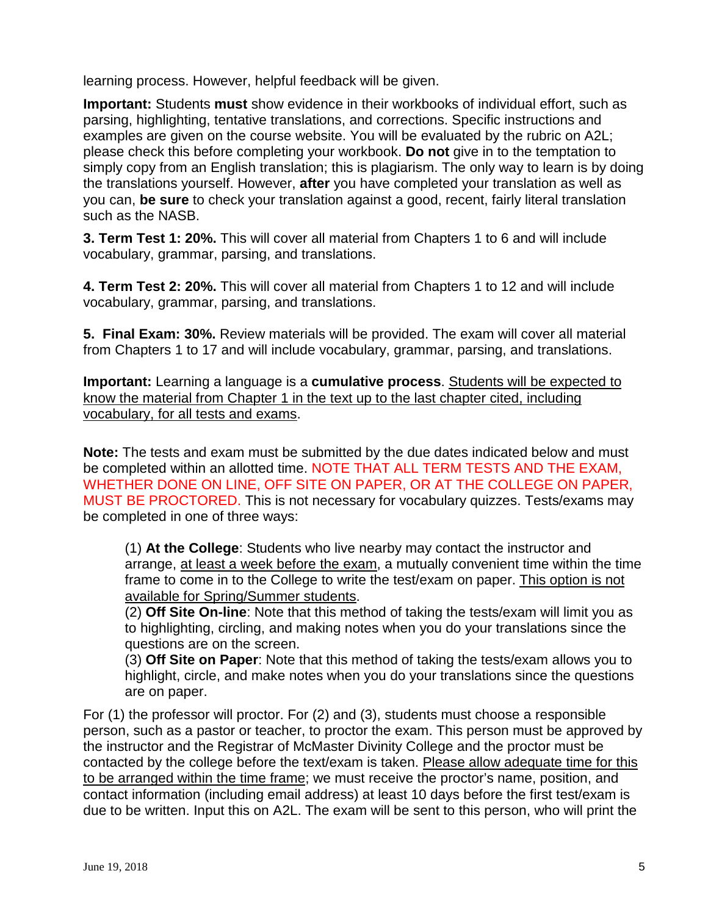learning process. However, helpful feedback will be given.

**Important:** Students **must** show evidence in their workbooks of individual effort, such as parsing, highlighting, tentative translations, and corrections. Specific instructions and examples are given on the course website. You will be evaluated by the rubric on A2L; please check this before completing your workbook. **Do not** give in to the temptation to simply copy from an English translation; this is plagiarism. The only way to learn is by doing the translations yourself. However, **after** you have completed your translation as well as you can, **be sure** to check your translation against a good, recent, fairly literal translation such as the NASB.

**3. Term Test 1: 20%.** This will cover all material from Chapters 1 to 6 and will include vocabulary, grammar, parsing, and translations.

**4. Term Test 2: 20%.** This will cover all material from Chapters 1 to 12 and will include vocabulary, grammar, parsing, and translations.

**5. Final Exam: 30%.** Review materials will be provided. The exam will cover all material from Chapters 1 to 17 and will include vocabulary, grammar, parsing, and translations.

**Important:** Learning a language is a **cumulative process**. Students will be expected to know the material from Chapter 1 in the text up to the last chapter cited, including vocabulary, for all tests and exams.

**Note:** The tests and exam must be submitted by the due dates indicated below and must be completed within an allotted time. NOTE THAT ALL TERM TESTS AND THE EXAM, WHETHER DONE ON LINE, OFF SITE ON PAPER, OR AT THE COLLEGE ON PAPER, MUST BE PROCTORED. This is not necessary for vocabulary quizzes. Tests/exams may be completed in one of three ways:

(1) **At the College**: Students who live nearby may contact the instructor and arrange, at least a week before the exam, a mutually convenient time within the time frame to come in to the College to write the test/exam on paper. This option is not available for Spring/Summer students.
(2) **Off Site On-line**: Note that this method of taking the tests/exam will limit you as to highlighting, circling, and making notes when you do your translations since the questions are on the screen.
(3) **Off Site on Paper**: Note that this method of taking the tests/exam allows you to highlight, circle, and make notes when you do your translations since the questions are on paper.

For (1) the professor will proctor. For (2) and (3), students must choose a responsible person, such as a pastor or teacher, to proctor the exam. This person must be approved by the instructor and the Registrar of McMaster Divinity College and the proctor must be contacted by the college before the text/exam is taken. Please allow adequate time for this to be arranged within the time frame; we must receive the proctor's name, position, and contact information (including email address) at least 10 days before the first test/exam is due to be written. Input this on A2L. The exam will be sent to this person, who will print the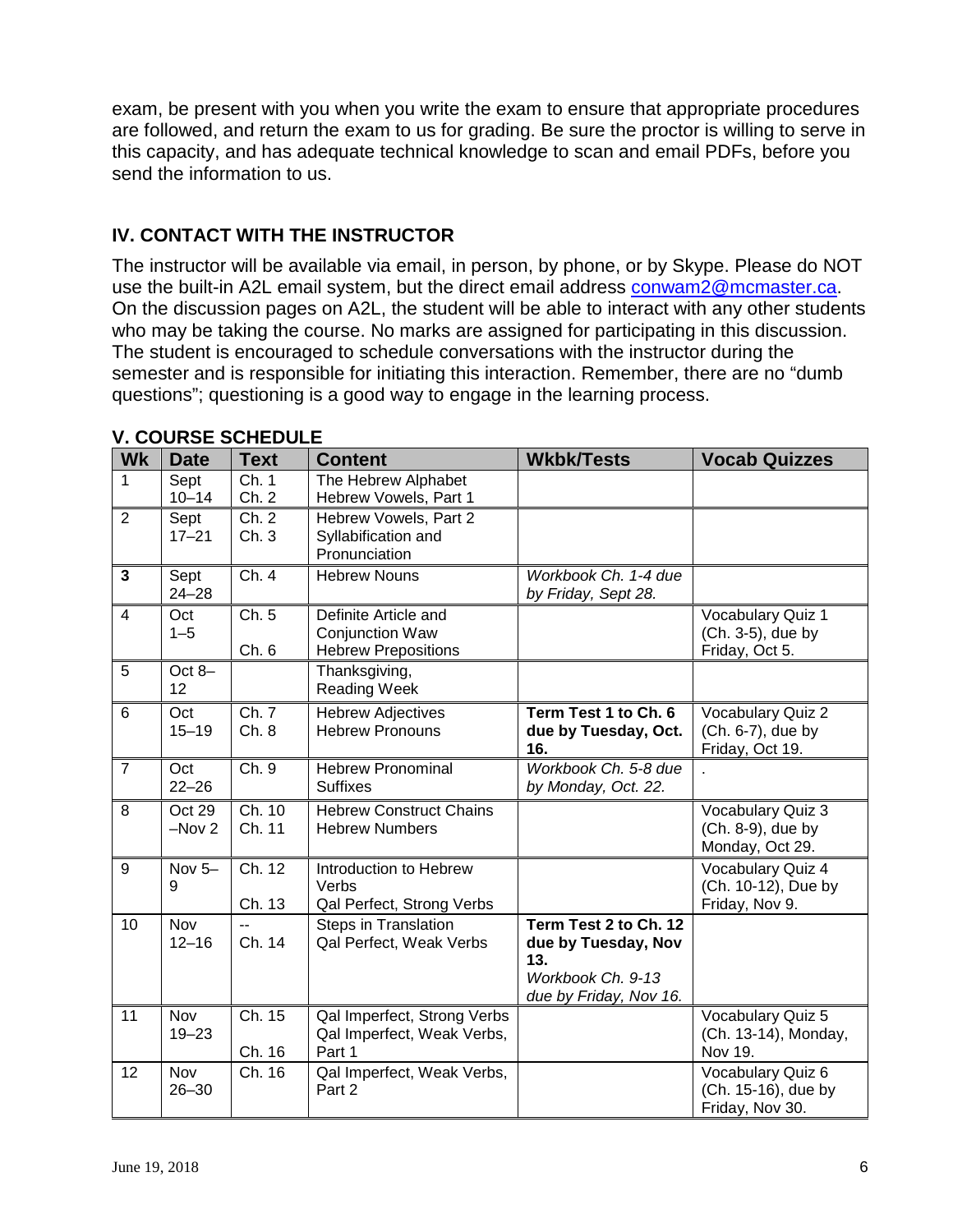exam, be present with you when you write the exam to ensure that appropriate procedures are followed, and return the exam to us for grading. Be sure the proctor is willing to serve in this capacity, and has adequate technical knowledge to scan and email PDFs, before you send the information to us.

## IV. CONTACT WITH THE INSTRUCTOR

The instructor will be available via email, in person, by phone, or by Skype. Please do NOT use the built-in A2L email system, but the direct email address conwam2@mcmaster.ca. On the discussion pages on A2L, the student will be able to interact with any other students who may be taking the course. No marks are assigned for participating in this discussion. The student is encouraged to schedule conversations with the instructor during the semester and is responsible for initiating this interaction. Remember, there are no "dumb questions"; questioning is a good way to engage in the learning process.

## V. COURSE SCHEDULE

| Wk | Date | Text | Content | Wkbk/Tests | Vocab Quizzes |
|---|---|---|---|---|---|
| 1 | Sept 10–14 | Ch. 1<br>Ch. 2 | The Hebrew Alphabet<br>Hebrew Vowels, Part 1 | | |
| 2 | Sept 17–21 | Ch. 2<br>Ch. 3 | Hebrew Vowels, Part 2<br>Syllabification and Pronunciation | | |
| **3** | Sept 24–28 | Ch. 4 | Hebrew Nouns | *Workbook Ch. 1-4 due by Friday, Sept 28.* | |
| 4 | Oct 1–5 | Ch. 5<br>Ch. 6 | Definite Article and Conjunction Waw<br>Hebrew Prepositions | | Vocabulary Quiz 1 (Ch. 3-5), due by Friday, Oct 5. |
| 5 | Oct 8–12 | | Thanksgiving, Reading Week | | |
| 6 | Oct 15–19 | Ch. 7<br>Ch. 8 | Hebrew Adjectives<br>Hebrew Pronouns | **Term Test 1 to Ch. 6 due by Tuesday, Oct. 16.** | Vocabulary Quiz 2 (Ch. 6-7), due by Friday, Oct 19. |
| 7 | Oct 22–26 | Ch. 9 | Hebrew Pronominal Suffixes | *Workbook Ch. 5-8 due by Monday, Oct. 22.* | . |
| 8 | Oct 29 –Nov 2 | Ch. 10<br>Ch. 11 | Hebrew Construct Chains<br>Hebrew Numbers | | Vocabulary Quiz 3 (Ch. 8-9), due by Monday, Oct 29. |
| 9 | Nov 5–9 | Ch. 12<br>Ch. 13 | Introduction to Hebrew Verbs<br>Qal Perfect, Strong Verbs | | Vocabulary Quiz 4 (Ch. 10-12), Due by Friday, Nov 9. |
| 10 | Nov 12–16 | --<br>Ch. 14 | Steps in Translation<br>Qal Perfect, Weak Verbs | **Term Test 2 to Ch. 12 due by Tuesday, Nov 13.**<br>*Workbook Ch. 9-13 due by Friday, Nov 16.* | |
| 11 | Nov 19–23 | Ch. 15<br>Ch. 16 | Qal Imperfect, Strong Verbs<br>Qal Imperfect, Weak Verbs, Part 1 | | Vocabulary Quiz 5 (Ch. 13-14), Monday, Nov 19. |
| 12 | Nov 26–30 | Ch. 16 | Qal Imperfect, Weak Verbs, Part 2 | | Vocabulary Quiz 6 (Ch. 15-16), due by Friday, Nov 30. |

June 19, 2018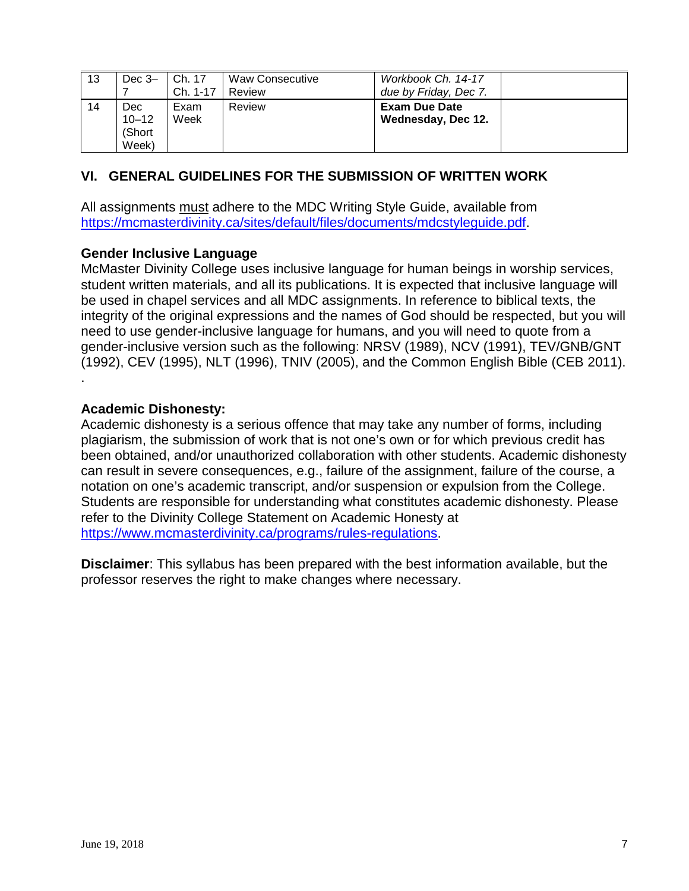| | | | | | |
|---|---|---|---|---|---|
| 13 | Dec 3–7 | Ch. 17<br>Ch. 1-17 | Waw Consecutive<br>Review | *Workbook Ch. 14-17 due by Friday, Dec 7.* | |
| 14 | Dec 10–12 (Short Week) | Exam Week | Review | **Exam Due Date Wednesday, Dec 12.** | |

## VI. GENERAL GUIDELINES FOR THE SUBMISSION OF WRITTEN WORK

All assignments must adhere to the MDC Writing Style Guide, available from https://mcmasterdivinity.ca/sites/default/files/documents/mdcstyleguide.pdf.

**Gender Inclusive Language**

McMaster Divinity College uses inclusive language for human beings in worship services, student written materials, and all its publications. It is expected that inclusive language will be used in chapel services and all MDC assignments. In reference to biblical texts, the integrity of the original expressions and the names of God should be respected, but you will need to use gender-inclusive language for humans, and you will need to quote from a gender-inclusive version such as the following: NRSV (1989), NCV (1991), TEV/GNB/GNT (1992), CEV (1995), NLT (1996), TNIV (2005), and the Common English Bible (CEB 2011).
.

**Academic Dishonesty:**

Academic dishonesty is a serious offence that may take any number of forms, including plagiarism, the submission of work that is not one's own or for which previous credit has been obtained, and/or unauthorized collaboration with other students. Academic dishonesty can result in severe consequences, e.g., failure of the assignment, failure of the course, a notation on one's academic transcript, and/or suspension or expulsion from the College. Students are responsible for understanding what constitutes academic dishonesty. Please refer to the Divinity College Statement on Academic Honesty at https://www.mcmasterdivinity.ca/programs/rules-regulations.

**Disclaimer**: This syllabus has been prepared with the best information available, but the professor reserves the right to make changes where necessary.

June 19, 2018